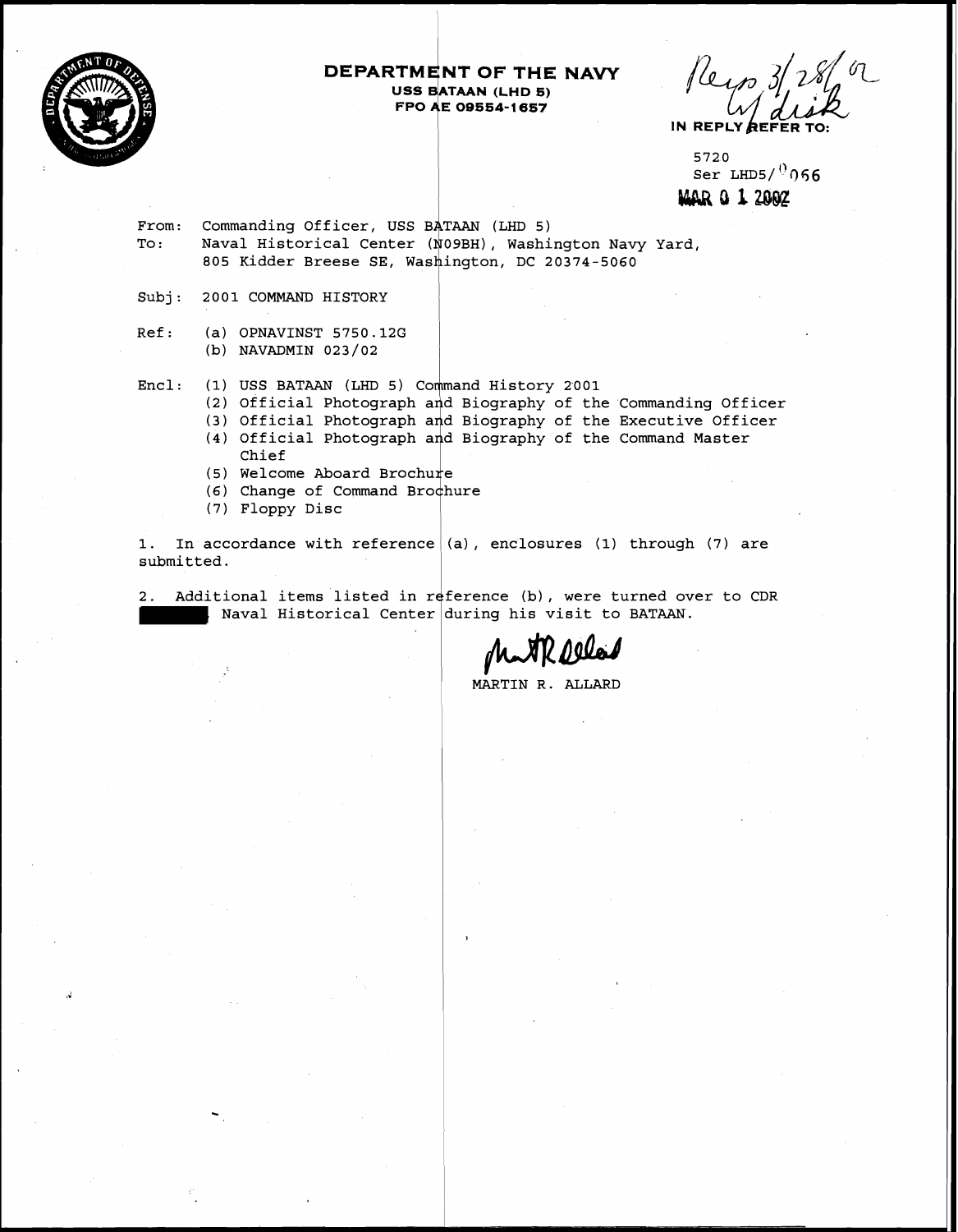**DEPARTMENT OF THE NAVY**
**USS BATAAN (LHD 5)**
**FPO AE 09554-1657**

Recp 3/28/02
w/ disk

IN REPLY REFER TO:

5720
Ser LHD5/0066
MAR 01 2002

From: Commanding Officer, USS BATAAN (LHD 5)
To: Naval Historical Center (N09BH), Washington Navy Yard, 805 Kidder Breese SE, Washington, DC 20374-5060

Subj: 2001 COMMAND HISTORY

Ref: (a) OPNAVINST 5750.12G
(b) NAVADMIN 023/02

Encl: (1) USS BATAAN (LHD 5) Command History 2001
(2) Official Photograph and Biography of the Commanding Officer
(3) Official Photograph and Biography of the Executive Officer
(4) Official Photograph and Biography of the Command Master Chief
(5) Welcome Aboard Brochure
(6) Change of Command Brochure
(7) Floppy Disc

1. In accordance with reference (a), enclosures (1) through (7) are submitted.

2. Additional items listed in reference (b), were turned over to CDR ████, Naval Historical Center during his visit to BATAAN.

MARTIN R. ALLARD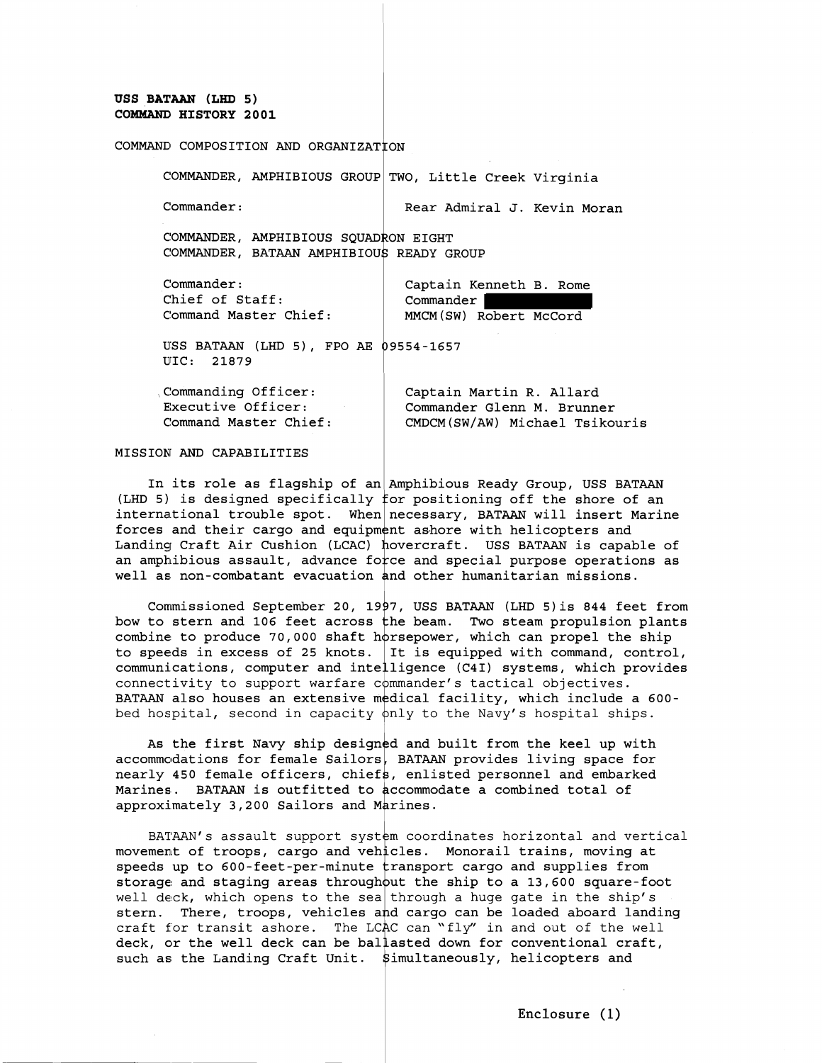**USS BATAAN (LHD 5)**
**COMMAND HISTORY 2001**

COMMAND COMPOSITION AND ORGANIZATION

COMMANDER, AMPHIBIOUS GROUP TWO, Little Creek Virginia

| | |
|---|---|
| Commander: | Rear Admiral J. Kevin Moran |

COMMANDER, AMPHIBIOUS SQUADRON EIGHT
COMMANDER, BATAAN AMPHIBIOUS READY GROUP

| | |
|---|---|
| Commander: | Captain Kenneth B. Rome |
| Chief of Staff: | Commander [REDACTED] |
| Command Master Chief: | MMCM(SW) Robert McCord |

USS BATAAN (LHD 5), FPO AE 09554-1657
UIC: 21879

| | |
|---|---|
| Commanding Officer: | Captain Martin R. Allard |
| Executive Officer: | Commander Glenn M. Brunner |
| Command Master Chief: | CMDCM(SW/AW) Michael Tsikouris |

MISSION AND CAPABILITIES

In its role as flagship of an Amphibious Ready Group, USS BATAAN (LHD 5) is designed specifically for positioning off the shore of an international trouble spot. When necessary, BATAAN will insert Marine forces and their cargo and equipment ashore with helicopters and Landing Craft Air Cushion (LCAC) hovercraft. USS BATAAN is capable of an amphibious assault, advance force and special purpose operations as well as non-combatant evacuation and other humanitarian missions.

Commissioned September 20, 1997, USS BATAAN (LHD 5) is 844 feet from bow to stern and 106 feet across the beam. Two steam propulsion plants combine to produce 70,000 shaft horsepower, which can propel the ship to speeds in excess of 25 knots. It is equipped with command, control, communications, computer and intelligence (C4I) systems, which provides connectivity to support warfare commander's tactical objectives. BATAAN also houses an extensive medical facility, which include a 600-bed hospital, second in capacity only to the Navy's hospital ships.

As the first Navy ship designed and built from the keel up with accommodations for female Sailors, BATAAN provides living space for nearly 450 female officers, chiefs, enlisted personnel and embarked Marines. BATAAN is outfitted to accommodate a combined total of approximately 3,200 Sailors and Marines.

BATAAN's assault support system coordinates horizontal and vertical movement of troops, cargo and vehicles. Monorail trains, moving at speeds up to 600-feet-per-minute transport cargo and supplies from storage and staging areas throughout the ship to a 13,600 square-foot well deck, which opens to the sea through a huge gate in the ship's stern. There, troops, vehicles and cargo can be loaded aboard landing craft for transit ashore. The LCAC can "fly" in and out of the well deck, or the well deck can be ballasted down for conventional craft, such as the Landing Craft Unit. Simultaneously, helicopters and

Enclosure (1)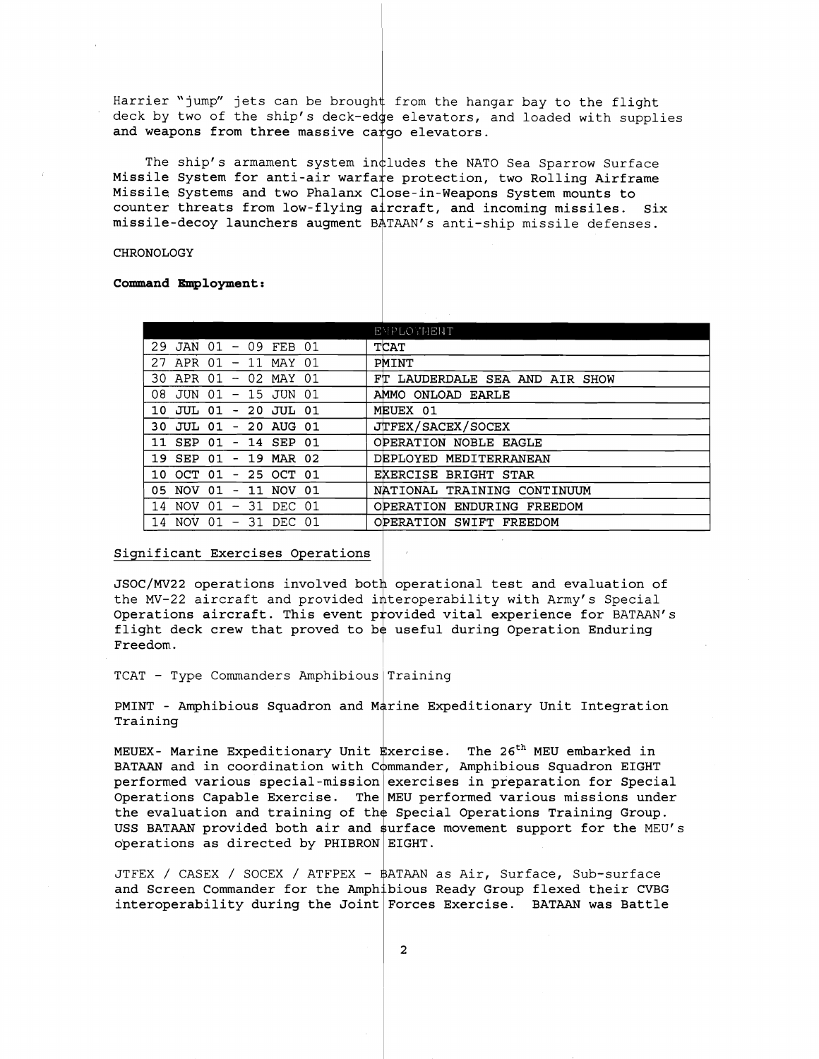Harrier "jump" jets can be brought from the hangar bay to the flight deck by two of the ship's deck-edge elevators, and loaded with supplies and weapons from three massive cargo elevators.

The ship's armament system includes the NATO Sea Sparrow Surface Missile System for anti-air warfare protection, two Rolling Airframe Missile Systems and two Phalanx Close-in-Weapons System mounts to counter threats from low-flying aircraft, and incoming missiles. Six missile-decoy launchers augment BATAAN's anti-ship missile defenses.

CHRONOLOGY

**Command Employment:**

| | EMPLOYMENT |
|---|---|
| 29 JAN 01 - 09 FEB 01 | TCAT |
| 27 APR 01 - 11 MAY 01 | PMINT |
| 30 APR 01 - 02 MAY 01 | FT LAUDERDALE SEA AND AIR SHOW |
| 08 JUN 01 - 15 JUN 01 | AMMO ONLOAD EARLE |
| 10 JUL 01 - 20 JUL 01 | MEUEX 01 |
| 30 JUL 01 - 20 AUG 01 | JTFEX/SACEX/SOCEX |
| 11 SEP 01 - 14 SEP 01 | OPERATION NOBLE EAGLE |
| 19 SEP 01 - 19 MAR 02 | DEPLOYED MEDITERRANEAN |
| 10 OCT 01 - 25 OCT 01 | EXERCISE BRIGHT STAR |
| 05 NOV 01 - 11 NOV 01 | NATIONAL TRAINING CONTINUUM |
| 14 NOV 01 - 31 DEC 01 | OPERATION ENDURING FREEDOM |
| 14 NOV 01 - 31 DEC 01 | OPERATION SWIFT FREEDOM |

Significant Exercises Operations

JSOC/MV22 operations involved both operational test and evaluation of the MV-22 aircraft and provided interoperability with Army's Special Operations aircraft. This event provided vital experience for BATAAN's flight deck crew that proved to be useful during Operation Enduring Freedom.

TCAT - Type Commanders Amphibious Training

PMINT - Amphibious Squadron and Marine Expeditionary Unit Integration Training

MEUEX- Marine Expeditionary Unit Exercise. The 26th MEU embarked in BATAAN and in coordination with Commander, Amphibious Squadron EIGHT performed various special-mission exercises in preparation for Special Operations Capable Exercise. The MEU performed various missions under the evaluation and training of the Special Operations Training Group. USS BATAAN provided both air and surface movement support for the MEU's operations as directed by PHIBRON EIGHT.

JTFEX / CASEX / SOCEX / ATFPEX - BATAAN as Air, Surface, Sub-surface and Screen Commander for the Amphibious Ready Group flexed their CVBG interoperability during the Joint Forces Exercise. BATAAN was Battle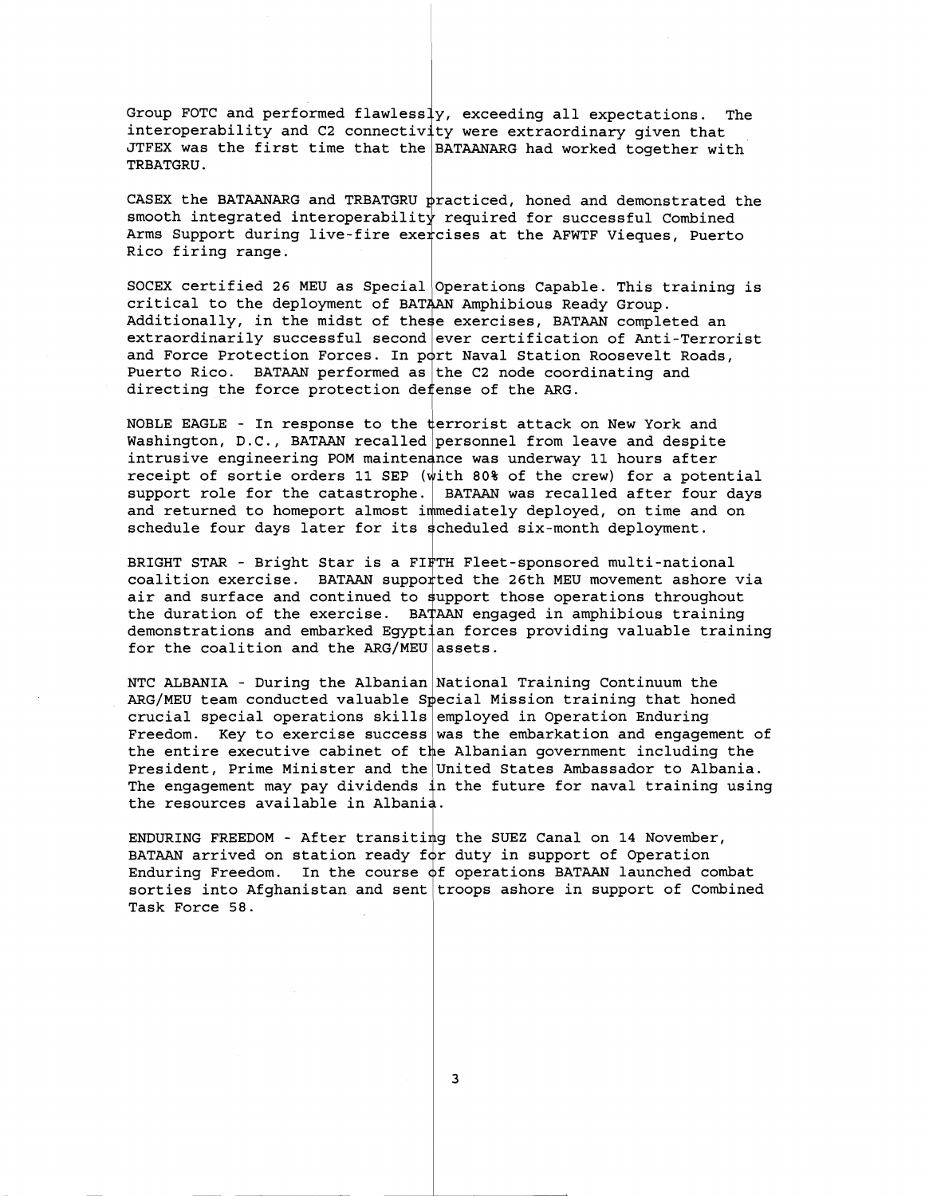Group FOTC and performed flawlessly, exceeding all expectations. The interoperability and C2 connectivity were extraordinary given that JTFEX was the first time that the BATAANARG had worked together with TRBATGRU.

CASEX the BATAANARG and TRBATGRU practiced, honed and demonstrated the smooth integrated interoperability required for successful Combined Arms Support during live-fire exercises at the AFWTF Vieques, Puerto Rico firing range.

SOCEX certified 26 MEU as Special Operations Capable. This training is critical to the deployment of BATAAN Amphibious Ready Group. Additionally, in the midst of these exercises, BATAAN completed an extraordinarily successful second ever certification of Anti-Terrorist and Force Protection Forces. In port Naval Station Roosevelt Roads, Puerto Rico. BATAAN performed as the C2 node coordinating and directing the force protection defense of the ARG.

NOBLE EAGLE - In response to the terrorist attack on New York and Washington, D.C., BATAAN recalled personnel from leave and despite intrusive engineering POM maintenance was underway 11 hours after receipt of sortie orders 11 SEP (with 80% of the crew) for a potential support role for the catastrophe. BATAAN was recalled after four days and returned to homeport almost immediately deployed, on time and on schedule four days later for its scheduled six-month deployment.

BRIGHT STAR - Bright Star is a FIFTH Fleet-sponsored multi-national coalition exercise. BATAAN supported the 26th MEU movement ashore via air and surface and continued to support those operations throughout the duration of the exercise. BATAAN engaged in amphibious training demonstrations and embarked Egyptian forces providing valuable training for the coalition and the ARG/MEU assets.

NTC ALBANIA - During the Albanian National Training Continuum the ARG/MEU team conducted valuable Special Mission training that honed crucial special operations skills employed in Operation Enduring Freedom. Key to exercise success was the embarkation and engagement of the entire executive cabinet of the Albanian government including the President, Prime Minister and the United States Ambassador to Albania. The engagement may pay dividends in the future for naval training using the resources available in Albania.

ENDURING FREEDOM - After transiting the SUEZ Canal on 14 November, BATAAN arrived on station ready for duty in support of Operation Enduring Freedom. In the course of operations BATAAN launched combat sorties into Afghanistan and sent troops ashore in support of Combined Task Force 58.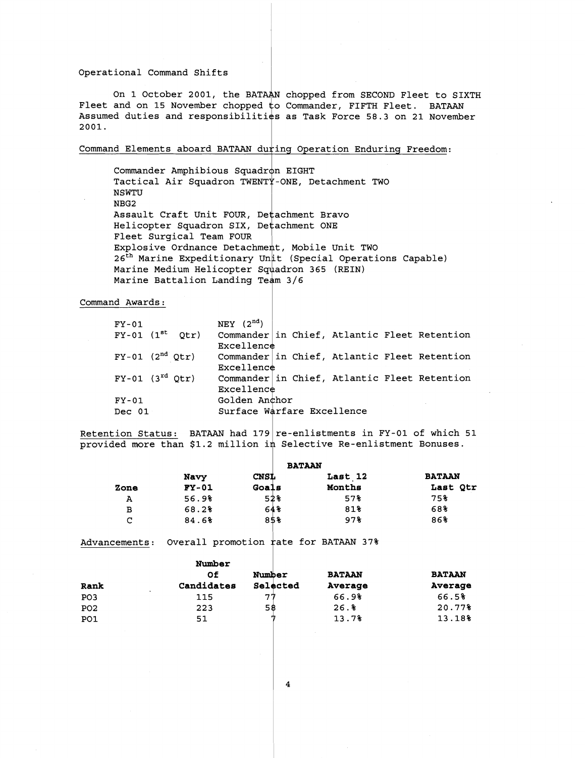Operational Command Shifts

On 1 October 2001, the BATAAN chopped from SECOND Fleet to SIXTH Fleet and on 15 November chopped to Commander, FIFTH Fleet. BATAAN Assumed duties and responsibilities as Task Force 58.3 on 21 November 2001.

Command Elements aboard BATAAN during Operation Enduring Freedom:

Commander Amphibious Squadron EIGHT
Tactical Air Squadron TWENTY-ONE, Detachment TWO
NSWTU
NBG2
Assault Craft Unit FOUR, Detachment Bravo
Helicopter Squadron SIX, Detachment ONE
Fleet Surgical Team FOUR
Explosive Ordnance Detachment, Mobile Unit TWO
26th Marine Expeditionary Unit (Special Operations Capable)
Marine Medium Helicopter Squadron 365 (REIN)
Marine Battalion Landing Team 3/6

Command Awards:

| | |
|---|---|
| FY-01 | NEY (2nd) |
| FY-01 (1st Qtr) | Commander in Chief, Atlantic Fleet Retention Excellence |
| FY-01 (2nd Qtr) | Commander in Chief, Atlantic Fleet Retention Excellence |
| FY-01 (3rd Qtr) | Commander in Chief, Atlantic Fleet Retention Excellence |
| FY-01 | Golden Anchor |
| Dec 01 | Surface Warfare Excellence |

Retention Status: BATAAN had 179 re-enlistments in FY-01 of which 51 provided more than $1.2 million in Selective Re-enlistment Bonuses.

| Zone | Navy FY-01 | CNSL Goals | BATAAN Last 12 Months | BATAAN Last Qtr |
|---|---|---|---|---|
| A | 56.9% | 52% | 57% | 75% |
| B | 68.2% | 64% | 81% | 68% |
| C | 84.6% | 85% | 97% | 86% |

Advancements: Overall promotion rate for BATAAN 37%

| Rank | Number Of Candidates | Number Selected | BATAAN Average | BATAAN Average |
|---|---|---|---|---|
| PO3 | 115 | 77 | 66.9% | 66.5% |
| PO2 | 223 | 58 | 26.% | 20.77% |
| PO1 | 51 | 7 | 13.7% | 13.18% |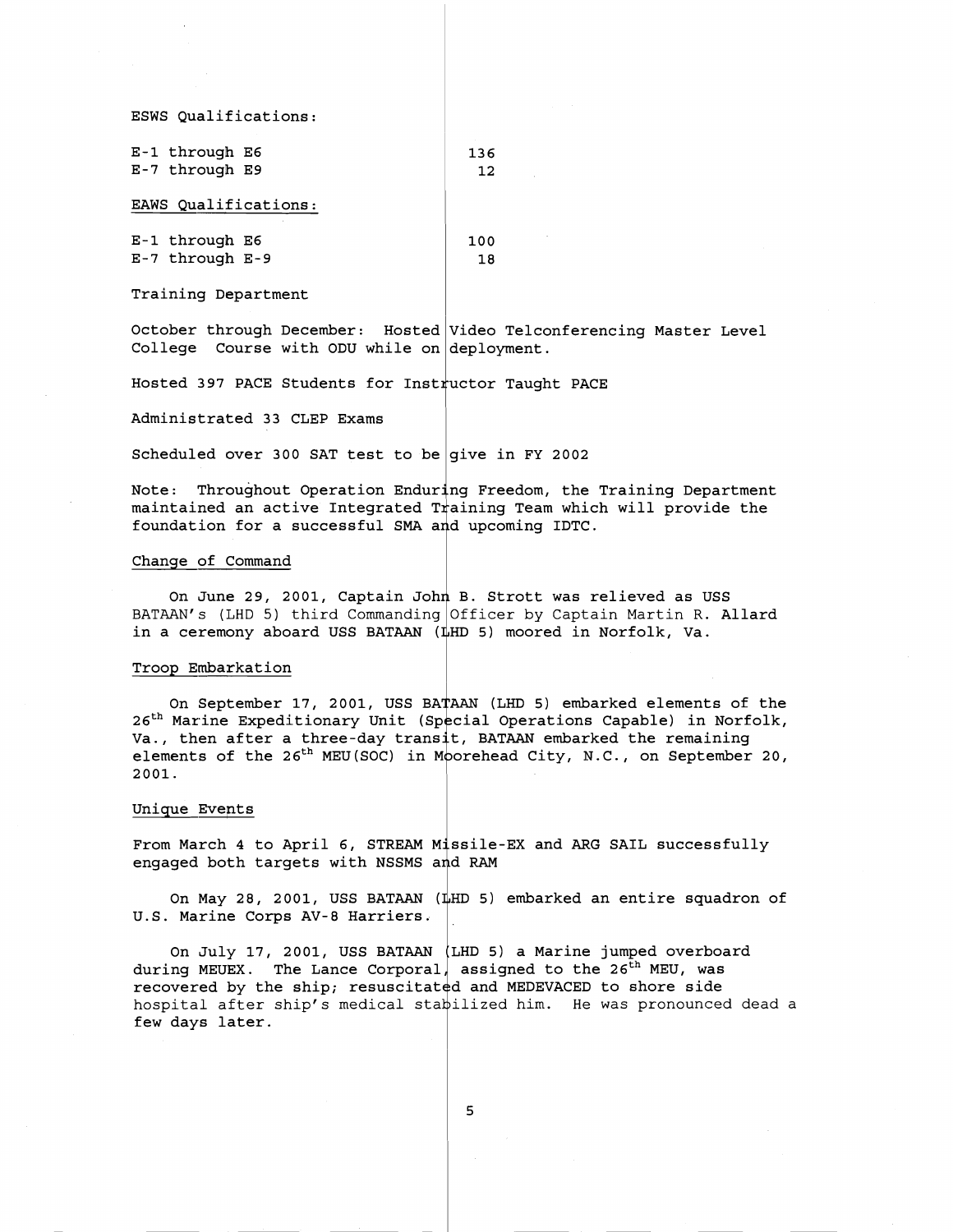ESWS Qualifications:

| | |
|---|---|
| E-1 through E6 | 136 |
| E-7 through E9 | 12 |

EAWS Qualifications:

| | |
|---|---|
| E-1 through E6 | 100 |
| E-7 through E-9 | 18 |

Training Department

October through December: Hosted Video Telconferencing Master Level College Course with ODU while on deployment.

Hosted 397 PACE Students for Instructor Taught PACE

Administrated 33 CLEP Exams

Scheduled over 300 SAT test to be give in FY 2002

Note: Throughout Operation Enduring Freedom, the Training Department maintained an active Integrated Training Team which will provide the foundation for a successful SMA and upcoming IDTC.

Change of Command

On June 29, 2001, Captain John B. Strott was relieved as USS BATAAN's (LHD 5) third Commanding Officer by Captain Martin R. Allard in a ceremony aboard USS BATAAN (LHD 5) moored in Norfolk, Va.

Troop Embarkation

On September 17, 2001, USS BATAAN (LHD 5) embarked elements of the 26th Marine Expeditionary Unit (Special Operations Capable) in Norfolk, Va., then after a three-day transit, BATAAN embarked the remaining elements of the 26th MEU(SOC) in Moorehead City, N.C., on September 20, 2001.

Unique Events

From March 4 to April 6, STREAM Missile-EX and ARG SAIL successfully engaged both targets with NSSMS and RAM

On May 28, 2001, USS BATAAN (LHD 5) embarked an entire squadron of U.S. Marine Corps AV-8 Harriers.

On July 17, 2001, USS BATAAN (LHD 5) a Marine jumped overboard during MEUEX. The Lance Corporal, assigned to the 26th MEU, was recovered by the ship; resuscitated and MEDEVACED to shore side hospital after ship's medical stabilized him. He was pronounced dead a few days later.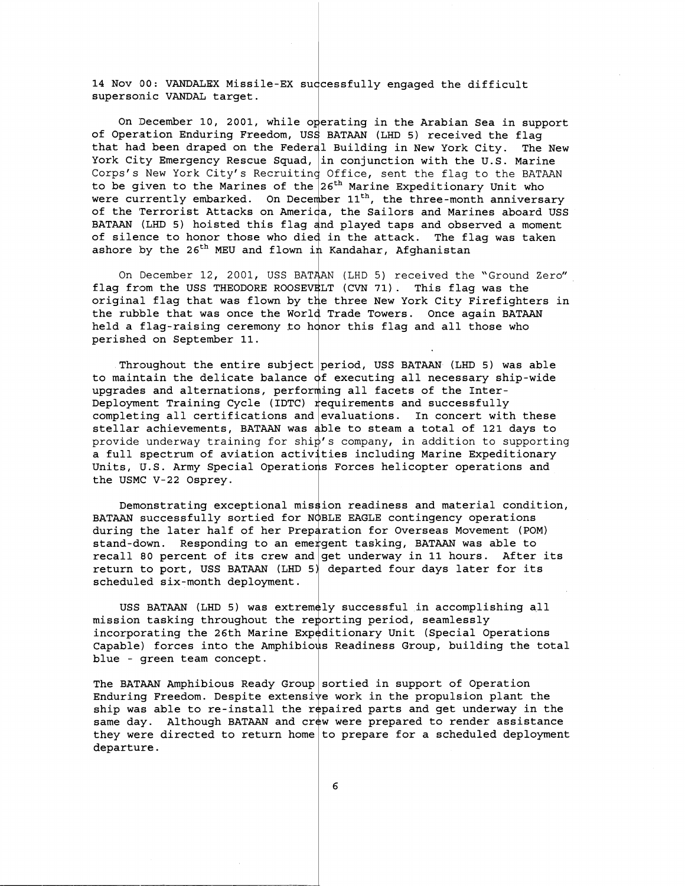14 Nov 00: VANDALEX Missile-EX successfully engaged the difficult supersonic VANDAL target.

On December 10, 2001, while operating in the Arabian Sea in support of Operation Enduring Freedom, USS BATAAN (LHD 5) received the flag that had been draped on the Federal Building in New York City. The New York City Emergency Rescue Squad, in conjunction with the U.S. Marine Corps's New York City's Recruiting Office, sent the flag to the BATAAN to be given to the Marines of the 26th Marine Expeditionary Unit who were currently embarked. On December 11th, the three-month anniversary of the Terrorist Attacks on America, the Sailors and Marines aboard USS BATAAN (LHD 5) hoisted this flag and played taps and observed a moment of silence to honor those who died in the attack. The flag was taken ashore by the 26th MEU and flown in Kandahar, Afghanistan

On December 12, 2001, USS BATAAN (LHD 5) received the "Ground Zero" flag from the USS THEODORE ROOSEVELT (CVN 71). This flag was the original flag that was flown by the three New York City Firefighters in the rubble that was once the World Trade Towers. Once again BATAAN held a flag-raising ceremony to honor this flag and all those who perished on September 11.

Throughout the entire subject period, USS BATAAN (LHD 5) was able to maintain the delicate balance of executing all necessary ship-wide upgrades and alternations, performing all facets of the Inter-Deployment Training Cycle (IDTC) requirements and successfully completing all certifications and evaluations. In concert with these stellar achievements, BATAAN was able to steam a total of 121 days to provide underway training for ship's company, in addition to supporting a full spectrum of aviation activities including Marine Expeditionary Units, U.S. Army Special Operations Forces helicopter operations and the USMC V-22 Osprey.

Demonstrating exceptional mission readiness and material condition, BATAAN successfully sortied for NOBLE EAGLE contingency operations during the later half of her Preparation for Overseas Movement (POM) stand-down. Responding to an emergent tasking, BATAAN was able to recall 80 percent of its crew and get underway in 11 hours. After its return to port, USS BATAAN (LHD 5) departed four days later for its scheduled six-month deployment.

USS BATAAN (LHD 5) was extremely successful in accomplishing all mission tasking throughout the reporting period, seamlessly incorporating the 26th Marine Expeditionary Unit (Special Operations Capable) forces into the Amphibious Readiness Group, building the total blue - green team concept.

The BATAAN Amphibious Ready Group sortied in support of Operation Enduring Freedom. Despite extensive work in the propulsion plant the ship was able to re-install the repaired parts and get underway in the same day. Although BATAAN and crew were prepared to render assistance they were directed to return home to prepare for a scheduled deployment departure.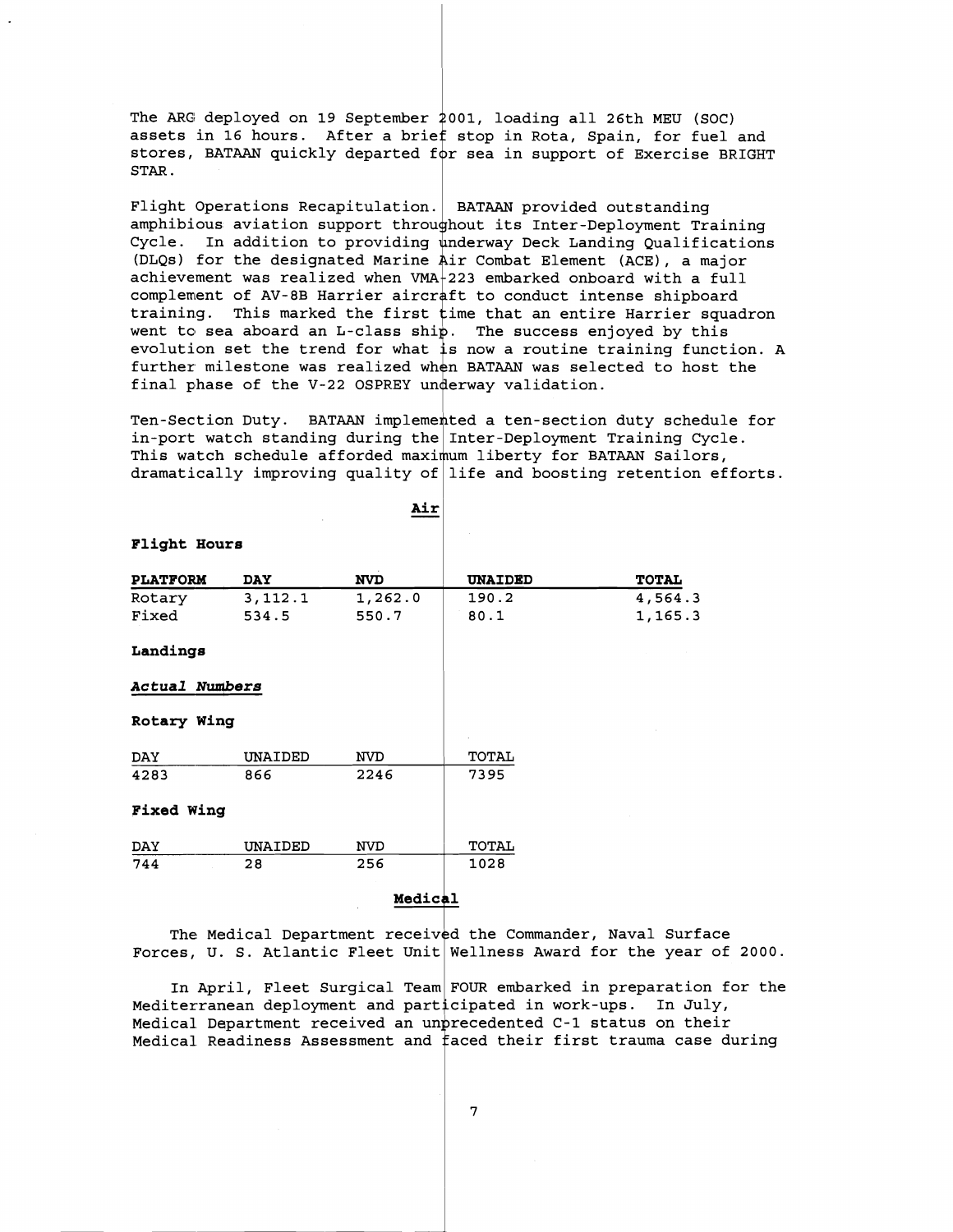The ARG deployed on 19 September 2001, loading all 26th MEU (SOC) assets in 16 hours. After a brief stop in Rota, Spain, for fuel and stores, BATAAN quickly departed for sea in support of Exercise BRIGHT STAR.

Flight Operations Recapitulation. BATAAN provided outstanding amphibious aviation support throughout its Inter-Deployment Training Cycle. In addition to providing underway Deck Landing Qualifications (DLQs) for the designated Marine Air Combat Element (ACE), a major achievement was realized when VMA-223 embarked onboard with a full complement of AV-8B Harrier aircraft to conduct intense shipboard training. This marked the first time that an entire Harrier squadron went to sea aboard an L-class ship. The success enjoyed by this evolution set the trend for what is now a routine training function. A further milestone was realized when BATAAN was selected to host the final phase of the V-22 OSPREY underway validation.

Ten-Section Duty. BATAAN implemented a ten-section duty schedule for in-port watch standing during the Inter-Deployment Training Cycle. This watch schedule afforded maximum liberty for BATAAN Sailors, dramatically improving quality of life and boosting retention efforts.

## Air

**Flight Hours**

| PLATFORM | DAY | NVD | UNAIDED | TOTAL |
|---|---|---|---|---|
| Rotary | 3,112.1 | 1,262.0 | 190.2 | 4,564.3 |
| Fixed | 534.5 | 550.7 | 80.1 | 1,165.3 |

**Landings**

***Actual Numbers***

**Rotary Wing**

| DAY | UNAIDED | NVD | TOTAL |
|---|---|---|---|
| 4283 | 866 | 2246 | 7395 |

**Fixed Wing**

| DAY | UNAIDED | NVD | TOTAL |
|---|---|---|---|
| 744 | 28 | 256 | 1028 |

## Medical

The Medical Department received the Commander, Naval Surface Forces, U. S. Atlantic Fleet Unit Wellness Award for the year of 2000.

In April, Fleet Surgical Team FOUR embarked in preparation for the Mediterranean deployment and participated in work-ups. In July, Medical Department received an unprecedented C-1 status on their Medical Readiness Assessment and faced their first trauma case during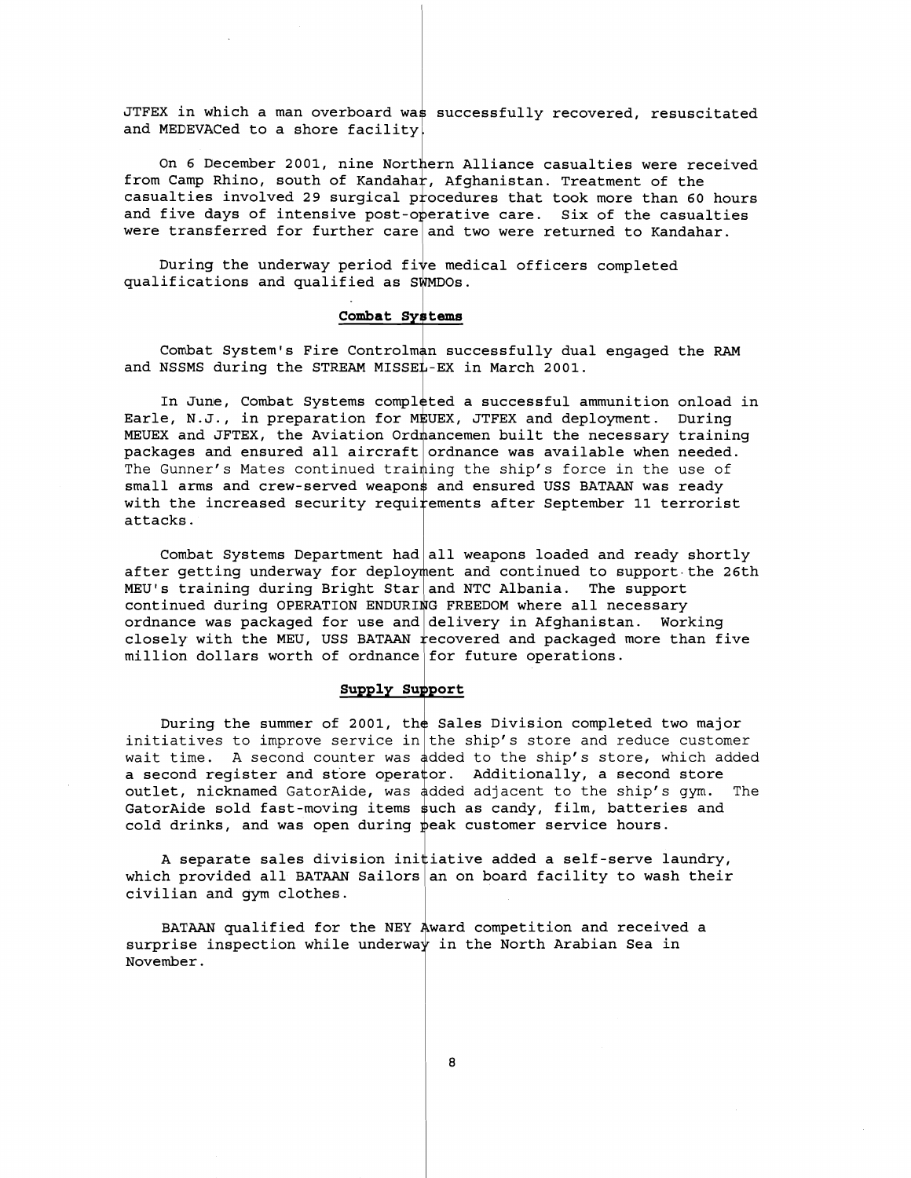JTFEX in which a man overboard was successfully recovered, resuscitated and MEDEVACed to a shore facility.

On 6 December 2001, nine Northern Alliance casualties were received from Camp Rhino, south of Kandahar, Afghanistan. Treatment of the casualties involved 29 surgical procedures that took more than 60 hours and five days of intensive post-operative care. Six of the casualties were transferred for further care and two were returned to Kandahar.

During the underway period five medical officers completed qualifications and qualified as SWMDOs.

**Combat Systems**

Combat System's Fire Controlman successfully dual engaged the RAM and NSSMS during the STREAM MISSEL-EX in March 2001.

In June, Combat Systems completed a successful ammunition onload in Earle, N.J., in preparation for MEUEX, JTFEX and deployment. During MEUEX and JFTEX, the Aviation Ordnancemen built the necessary training packages and ensured all aircraft ordnance was available when needed. The Gunner's Mates continued training the ship's force in the use of small arms and crew-served weapons and ensured USS BATAAN was ready with the increased security requirements after September 11 terrorist attacks.

Combat Systems Department had all weapons loaded and ready shortly after getting underway for deployment and continued to support the 26th MEU's training during Bright Star and NTC Albania. The support continued during OPERATION ENDURING FREEDOM where all necessary ordnance was packaged for use and delivery in Afghanistan. Working closely with the MEU, USS BATAAN recovered and packaged more than five million dollars worth of ordnance for future operations.

**Supply Support**

During the summer of 2001, the Sales Division completed two major initiatives to improve service in the ship's store and reduce customer wait time. A second counter was added to the ship's store, which added a second register and store operator. Additionally, a second store outlet, nicknamed GatorAide, was added adjacent to the ship's gym. The GatorAide sold fast-moving items such as candy, film, batteries and cold drinks, and was open during peak customer service hours.

A separate sales division initiative added a self-serve laundry, which provided all BATAAN Sailors an on board facility to wash their civilian and gym clothes.

BATAAN qualified for the NEY Award competition and received a surprise inspection while underway in the North Arabian Sea in November.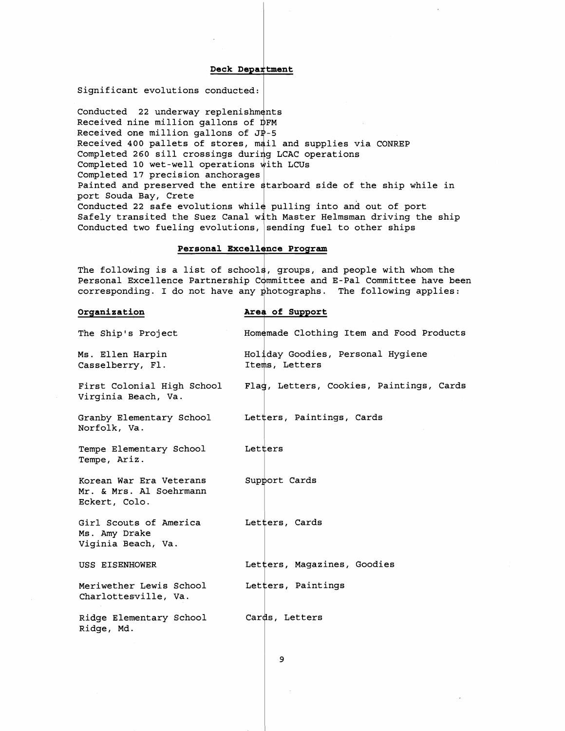## Deck Department

Significant evolutions conducted:

Conducted 22 underway replenishments
Received nine million gallons of DFM
Received one million gallons of JP-5
Received 400 pallets of stores, mail and supplies via CONREP
Completed 260 sill crossings during LCAC operations
Completed 10 wet-well operations with LCUs
Completed 17 precision anchorages
Painted and preserved the entire starboard side of the ship while in port Souda Bay, Crete
Conducted 22 safe evolutions while pulling into and out of port
Safely transited the Suez Canal with Master Helmsman driving the ship
Conducted two fueling evolutions, sending fuel to other ships

## Personal Excellence Program

The following is a list of schools, groups, and people with whom the Personal Excellence Partnership Committee and E-Pal Committee have been corresponding. I do not have any photographs. The following applies:

| Organization | Area of Support |
| --- | --- |
| The Ship's Project | Homemade Clothing Item and Food Products |
| Ms. Ellen Harpin<br>Casselberry, Fl. | Holiday Goodies, Personal Hygiene Items, Letters |
| First Colonial High School<br>Virginia Beach, Va. | Flag, Letters, Cookies, Paintings, Cards |
| Granby Elementary School<br>Norfolk, Va. | Letters, Paintings, Cards |
| Tempe Elementary School<br>Tempe, Ariz. | Letters |
| Korean War Era Veterans<br>Mr. & Mrs. Al Soehrmann<br>Eckert, Colo. | Support Cards |
| Girl Scouts of America<br>Ms. Amy Drake<br>Viginia Beach, Va. | Letters, Cards |
| USS EISENHOWER | Letters, Magazines, Goodies |
| Meriwether Lewis School<br>Charlottesville, Va. | Letters, Paintings |
| Ridge Elementary School<br>Ridge, Md. | Cards, Letters |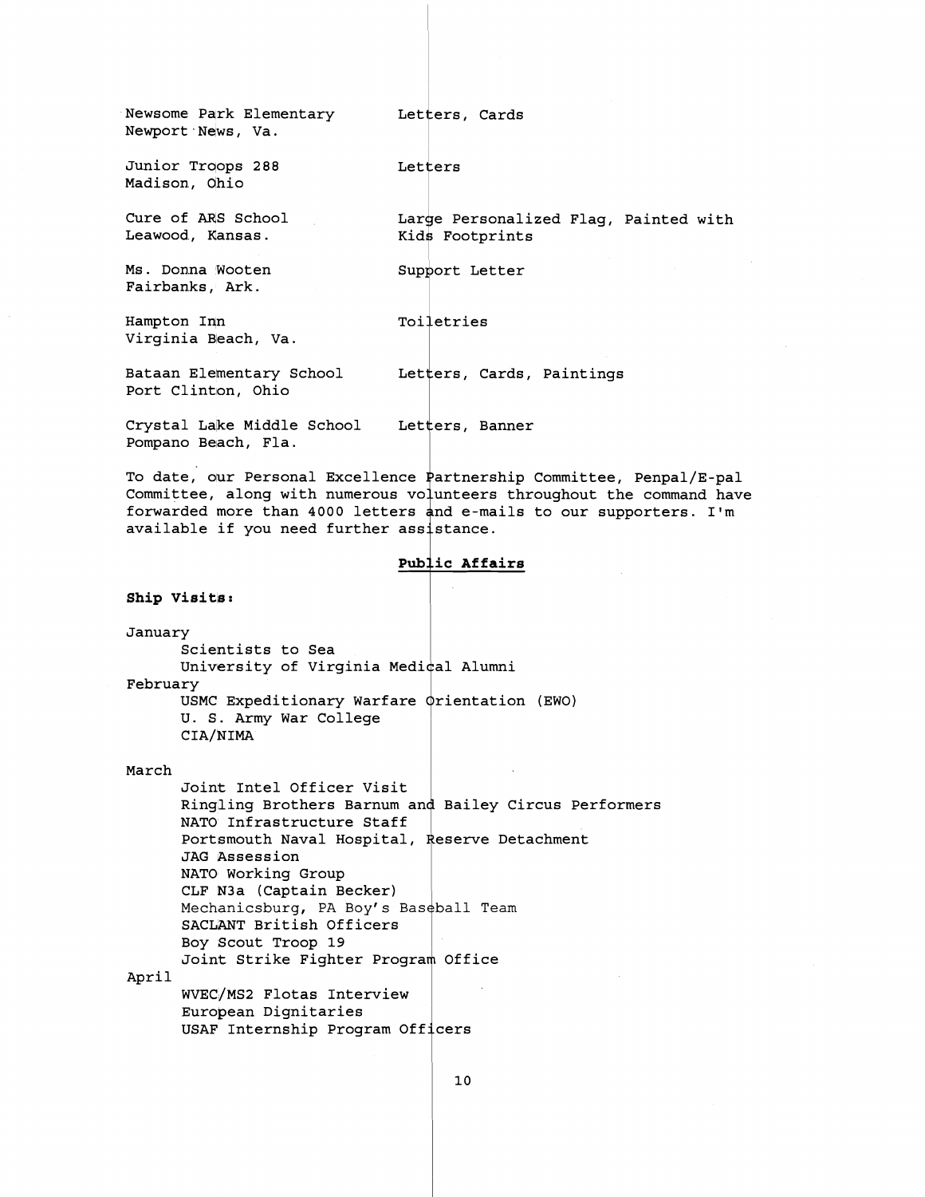| | |
|---|---|
| Newsome Park Elementary<br>Newport News, Va. | Letters, Cards |
| Junior Troops 288<br>Madison, Ohio | Letters |
| Cure of ARS School<br>Leawood, Kansas. | Large Personalized Flag, Painted with Kids Footprints |
| Ms. Donna Wooten<br>Fairbanks, Ark. | Support Letter |
| Hampton Inn<br>Virginia Beach, Va. | Toiletries |
| Bataan Elementary School<br>Port Clinton, Ohio | Letters, Cards, Paintings |
| Crystal Lake Middle School<br>Pompano Beach, Fla. | Letters, Banner |

To date, our Personal Excellence Partnership Committee, Penpal/E-pal Committee, along with numerous volunteers throughout the command have forwarded more than 4000 letters and e-mails to our supporters. I'm available if you need further assistance.

## Public Affairs

**Ship Visits:**

January
- Scientists to Sea
- University of Virginia Medical Alumni

February
- USMC Expeditionary Warfare Orientation (EWO)
- U. S. Army War College
- CIA/NIMA

March
- Joint Intel Officer Visit
- Ringling Brothers Barnum and Bailey Circus Performers
- NATO Infrastructure Staff
- Portsmouth Naval Hospital, Reserve Detachment
- JAG Assession
- NATO Working Group
- CLF N3a (Captain Becker)
- Mechanicsburg, PA Boy's Baseball Team
- SACLANT British Officers
- Boy Scout Troop 19
- Joint Strike Fighter Program Office

April
- WVEC/MS2 Flotas Interview
- European Dignitaries
- USAF Internship Program Officers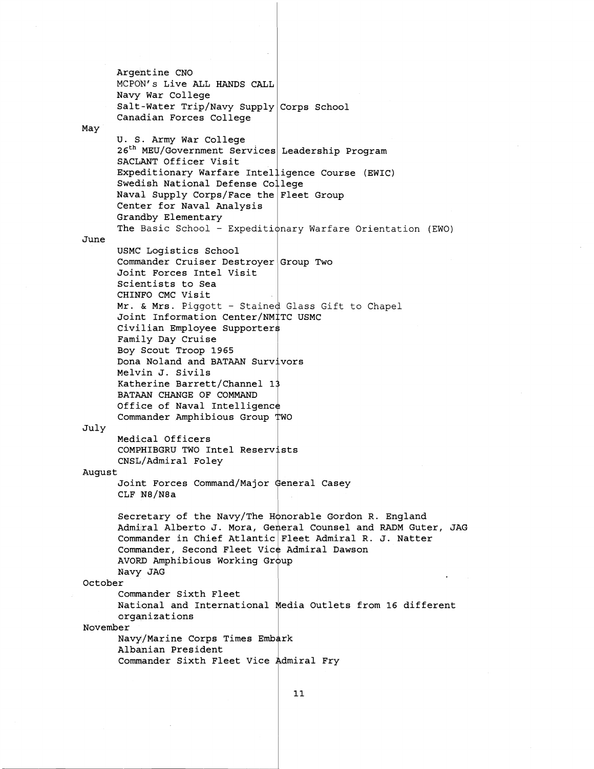Argentine CNO
MCPON's Live ALL HANDS CALL
Navy War College
Salt-Water Trip/Navy Supply Corps School
Canadian Forces College

May

U. S. Army War College
26th MEU/Government Services Leadership Program
SACLANT Officer Visit
Expeditionary Warfare Intelligence Course (EWIC)
Swedish National Defense College
Naval Supply Corps/Face the Fleet Group
Center for Naval Analysis
Grandby Elementary
The Basic School - Expeditionary Warfare Orientation (EWO)

June

USMC Logistics School
Commander Cruiser Destroyer Group Two
Joint Forces Intel Visit
Scientists to Sea
CHINFO CMC Visit
Mr. & Mrs. Piggott - Stained Glass Gift to Chapel
Joint Information Center/NMITC USMC
Civilian Employee Supporters
Family Day Cruise
Boy Scout Troop 1965
Dona Noland and BATAAN Survivors
Melvin J. Sivils
Katherine Barrett/Channel 13
BATAAN CHANGE OF COMMAND
Office of Naval Intelligence
Commander Amphibious Group TWO

July

Medical Officers
COMPHIBGRU TWO Intel Reservists
CNSL/Admiral Foley

August

Joint Forces Command/Major General Casey
CLF N8/N8a

Secretary of the Navy/The Honorable Gordon R. England
Admiral Alberto J. Mora, General Counsel and RADM Guter, JAG
Commander in Chief Atlantic Fleet Admiral R. J. Natter
Commander, Second Fleet Vice Admiral Dawson
AVORD Amphibious Working Group
Navy JAG

October

Commander Sixth Fleet
National and International Media Outlets from 16 different organizations

November

Navy/Marine Corps Times Embark
Albanian President
Commander Sixth Fleet Vice Admiral Fry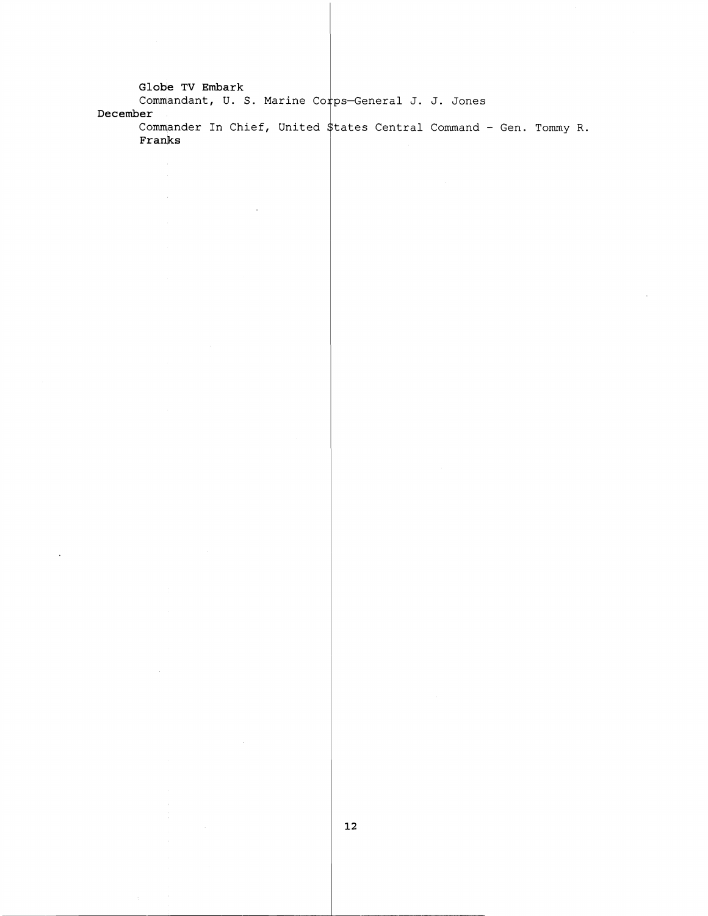**Globe TV Embark**

Commandant, U. S. Marine Corps—General J. J. Jones

**December**

Commander In Chief, United States Central Command - Gen. Tommy R. **Franks**